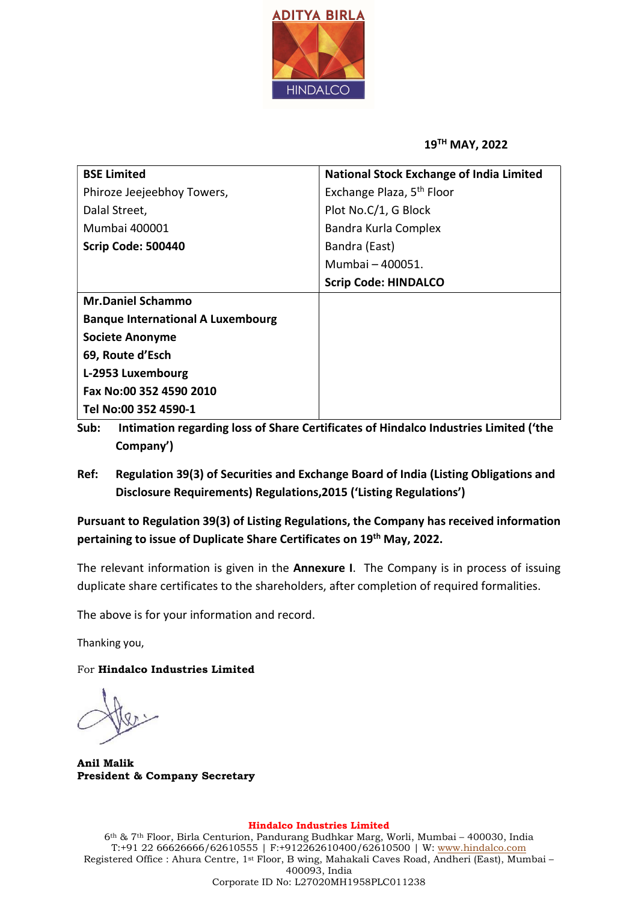ADITYA BIRLA

HINDALCO

**19[TH] MAY, 2022**

| **BSE Limited**<br>Phiroze Jeejeebhoy Towers,<br>Dalal Street,<br>Mumbai 400001<br>**Scrip Code: 500440** | **National Stock Exchange of India Limited**<br>Exchange Plaza, 5th Floor<br>Plot No.C/1, G Block<br>Bandra Kurla Complex<br>Bandra (East)<br>Mumbai – 400051.<br>**Scrip Code: HINDALCO** |
|---|---|
| **Mr.Daniel Schammo**<br>**Banque International A Luxembourg**<br>**Societe Anonyme**<br>**69, Route d'Esch**<br>**L-2953 Luxembourg**<br>**Fax No:00 352 4590 2010**<br>**Tel No:00 352 4590-1** | |

**Sub: Intimation regarding loss of Share Certificates of Hindalco Industries Limited ('the Company')**

**Ref: Regulation 39(3) of Securities and Exchange Board of India (Listing Obligations and Disclosure Requirements) Regulations,2015 ('Listing Regulations')**

**Pursuant to Regulation 39(3) of Listing Regulations, the Company has received information pertaining to issue of Duplicate Share Certificates on 19th May, 2022.**

The relevant information is given in the **Annexure I**. The Company is in process of issuing duplicate share certificates to the shareholders, after completion of required formalities.

The above is for your information and record.

Thanking you,

For **Hindalco Industries Limited**

**Anil Malik**
**President & Company Secretary**

**Hindalco Industries Limited**
6th & 7th Floor, Birla Centurion, Pandurang Budhkar Marg, Worli, Mumbai – 400030, India
T:+91 22 66626666/62610555 | F:+912262610400/62610500 | W: www.hindalco.com
Registered Office : Ahura Centre, 1st Floor, B wing, Mahakali Caves Road, Andheri (East), Mumbai – 400093, India
Corporate ID No: L27020MH1958PLC011238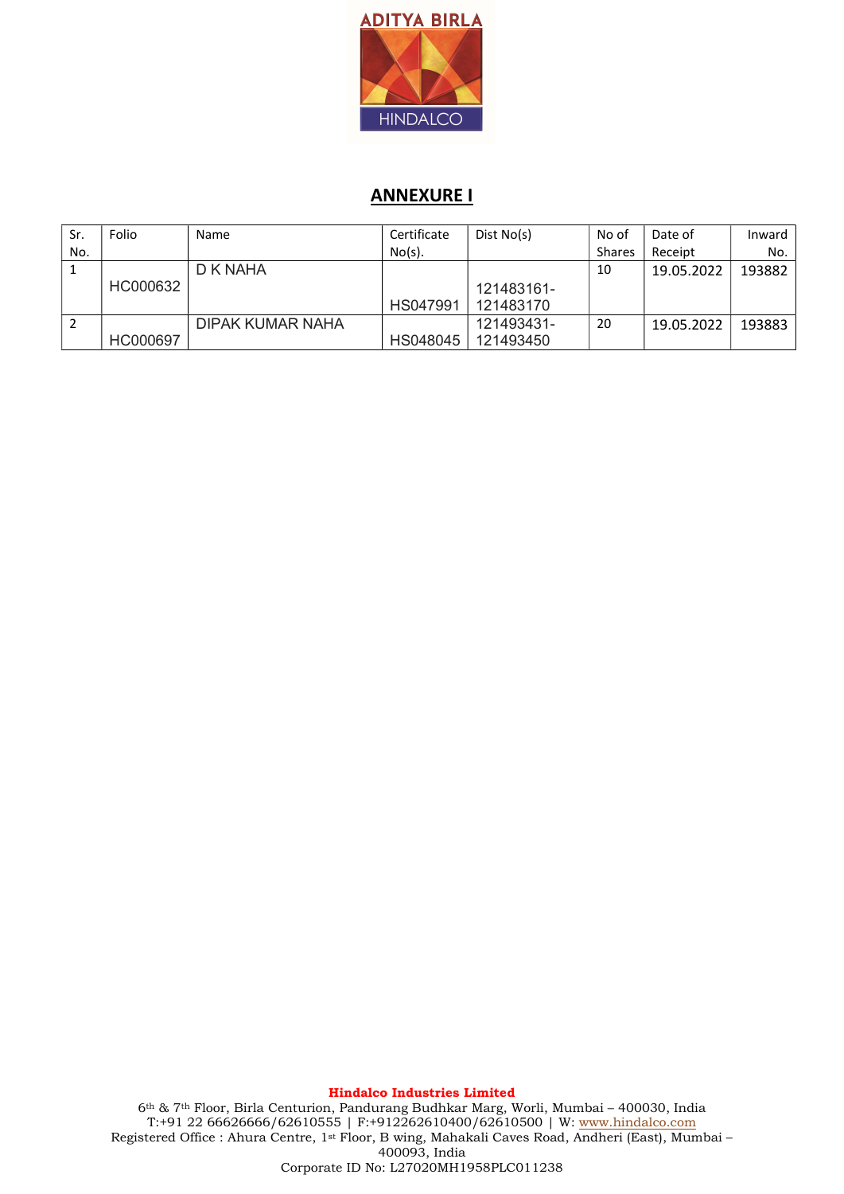## ANNEXURE I

| Sr. No. | Folio | Name | Certificate No(s). | Dist No(s) | No of Shares | Date of Receipt | Inward No. |
|---|---|---|---|---|---|---|---|
| 1 | HC000632 | D K NAHA | HS047991 | 121483161-121483170 | 10 | 19.05.2022 | 193882 |
| 2 | HC000697 | DIPAK KUMAR NAHA | HS048045 | 121493431-121493450 | 20 | 19.05.2022 | 193883 |

**Hindalco Industries Limited**
6th & 7th Floor, Birla Centurion, Pandurang Budhkar Marg, Worli, Mumbai – 400030, India
T:+91 22 66626666/62610555 | F:+912262610400/62610500 | W: www.hindalco.com
Registered Office : Ahura Centre, 1st Floor, B wing, Mahakali Caves Road, Andheri (East), Mumbai – 400093, India
Corporate ID No: L27020MH1958PLC011238